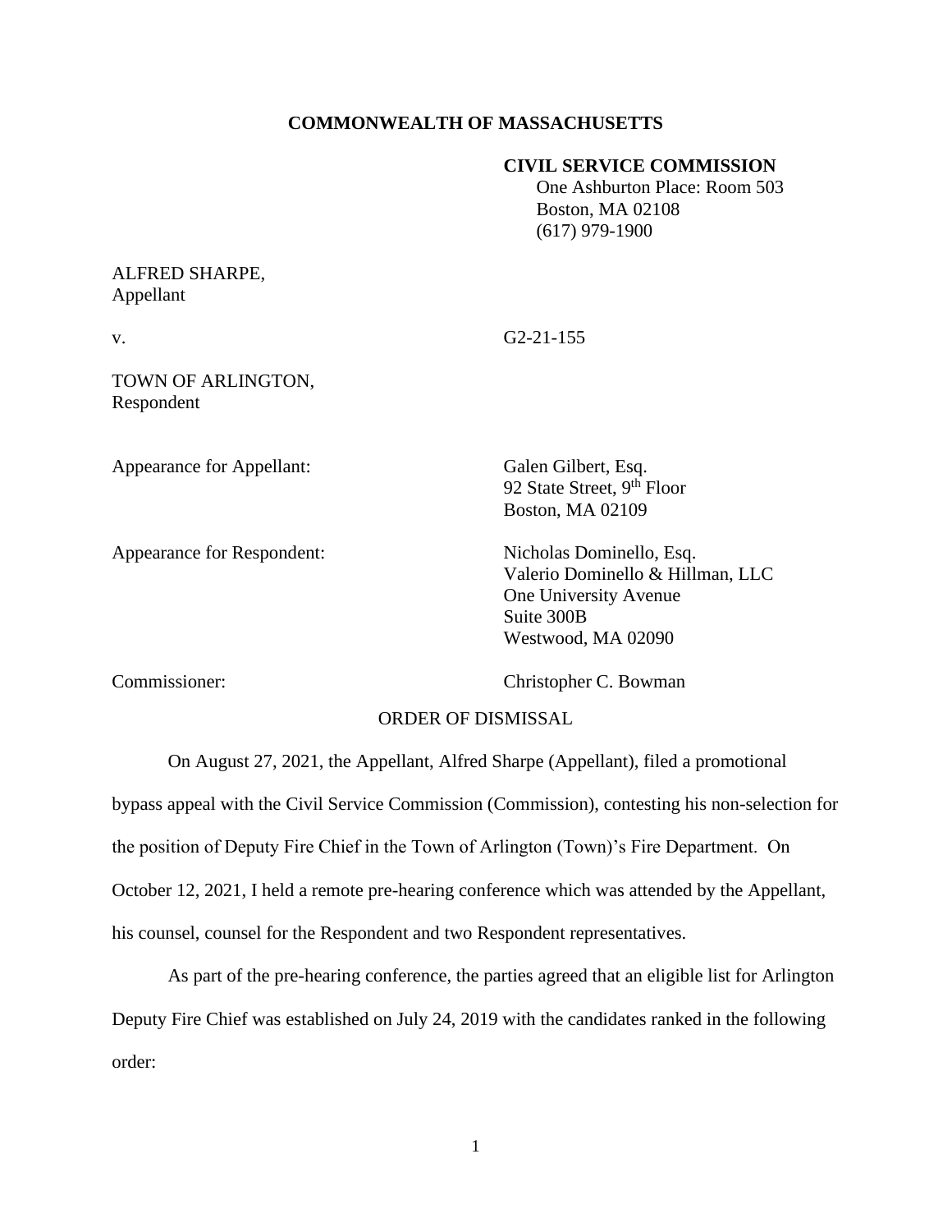**COMMONWEALTH OF MASSACHUSETTS**

**CIVIL SERVICE COMMISSION**
One Ashburton Place: Room 503
Boston, MA 02108
(617) 979-1900

ALFRED SHARPE,
Appellant

v. G2-21-155

TOWN OF ARLINGTON,
Respondent

Appearance for Appellant: Galen Gilbert, Esq.
92 State Street, 9th Floor
Boston, MA 02109

Appearance for Respondent: Nicholas Dominello, Esq.
Valerio Dominello & Hillman, LLC
One University Avenue
Suite 300B
Westwood, MA 02090

Commissioner: Christopher C. Bowman

ORDER OF DISMISSAL

On August 27, 2021, the Appellant, Alfred Sharpe (Appellant), filed a promotional bypass appeal with the Civil Service Commission (Commission), contesting his non-selection for the position of Deputy Fire Chief in the Town of Arlington (Town)'s Fire Department. On October 12, 2021, I held a remote pre-hearing conference which was attended by the Appellant, his counsel, counsel for the Respondent and two Respondent representatives.

As part of the pre-hearing conference, the parties agreed that an eligible list for Arlington Deputy Fire Chief was established on July 24, 2019 with the candidates ranked in the following order: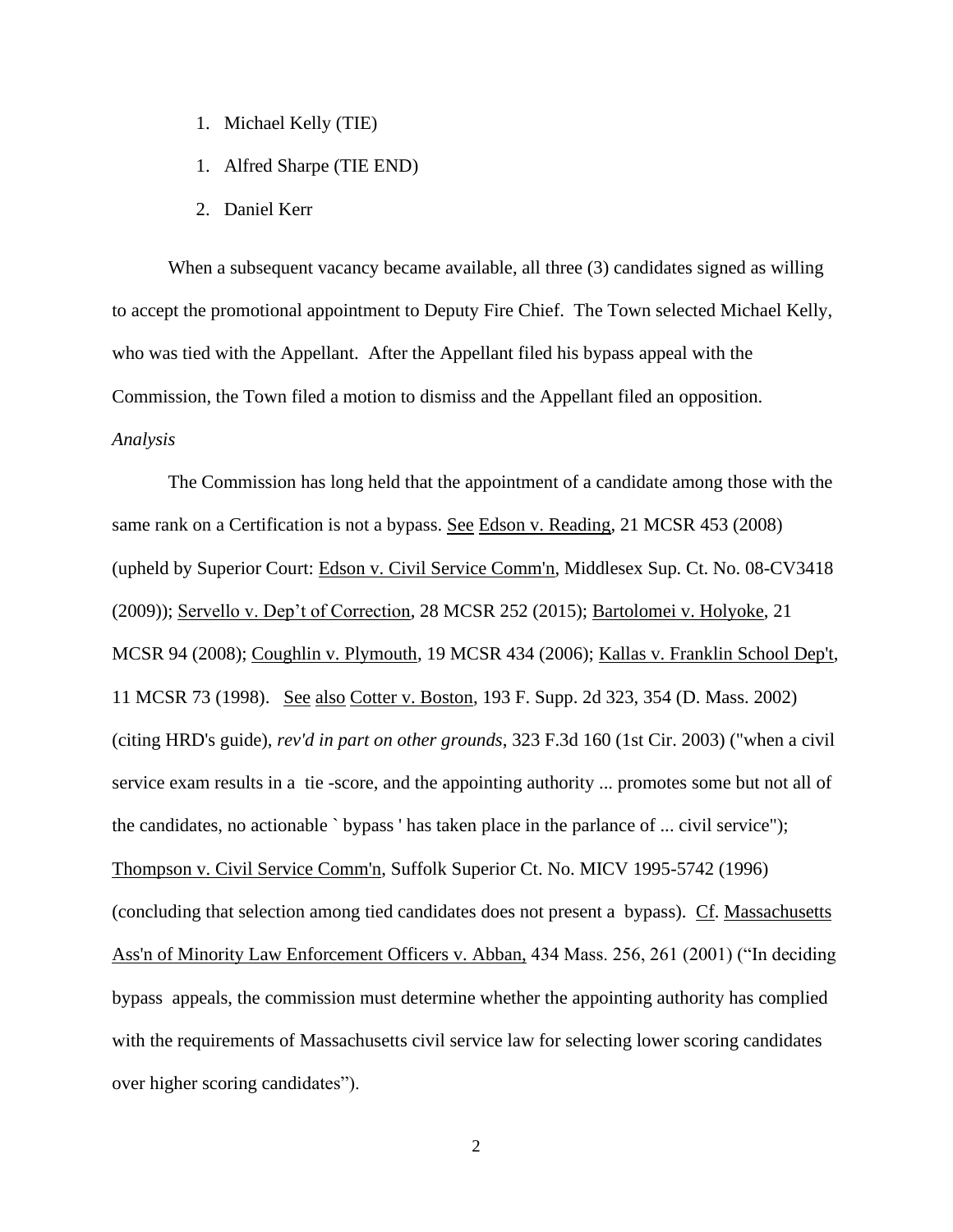1. Michael Kelly (TIE)
1. Alfred Sharpe (TIE END)
2. Daniel Kerr

When a subsequent vacancy became available, all three (3) candidates signed as willing to accept the promotional appointment to Deputy Fire Chief. The Town selected Michael Kelly, who was tied with the Appellant. After the Appellant filed his bypass appeal with the Commission, the Town filed a motion to dismiss and the Appellant filed an opposition.

*Analysis*

The Commission has long held that the appointment of a candidate among those with the same rank on a Certification is not a bypass. See Edson v. Reading, 21 MCSR 453 (2008) (upheld by Superior Court: Edson v. Civil Service Comm'n, Middlesex Sup. Ct. No. 08-CV3418 (2009)); Servello v. Dep't of Correction, 28 MCSR 252 (2015); Bartolomei v. Holyoke, 21 MCSR 94 (2008); Coughlin v. Plymouth, 19 MCSR 434 (2006); Kallas v. Franklin School Dep't, 11 MCSR 73 (1998). See also Cotter v. Boston, 193 F. Supp. 2d 323, 354 (D. Mass. 2002) (citing HRD's guide), *rev'd in part on other grounds*, 323 F.3d 160 (1st Cir. 2003) ("when a civil service exam results in a tie -score, and the appointing authority ... promotes some but not all of the candidates, no actionable ` bypass ' has taken place in the parlance of ... civil service"); Thompson v. Civil Service Comm'n, Suffolk Superior Ct. No. MICV 1995-5742 (1996) (concluding that selection among tied candidates does not present a bypass). Cf. Massachusetts Ass'n of Minority Law Enforcement Officers v. Abban, 434 Mass. 256, 261 (2001) ("In deciding bypass appeals, the commission must determine whether the appointing authority has complied with the requirements of Massachusetts civil service law for selecting lower scoring candidates over higher scoring candidates").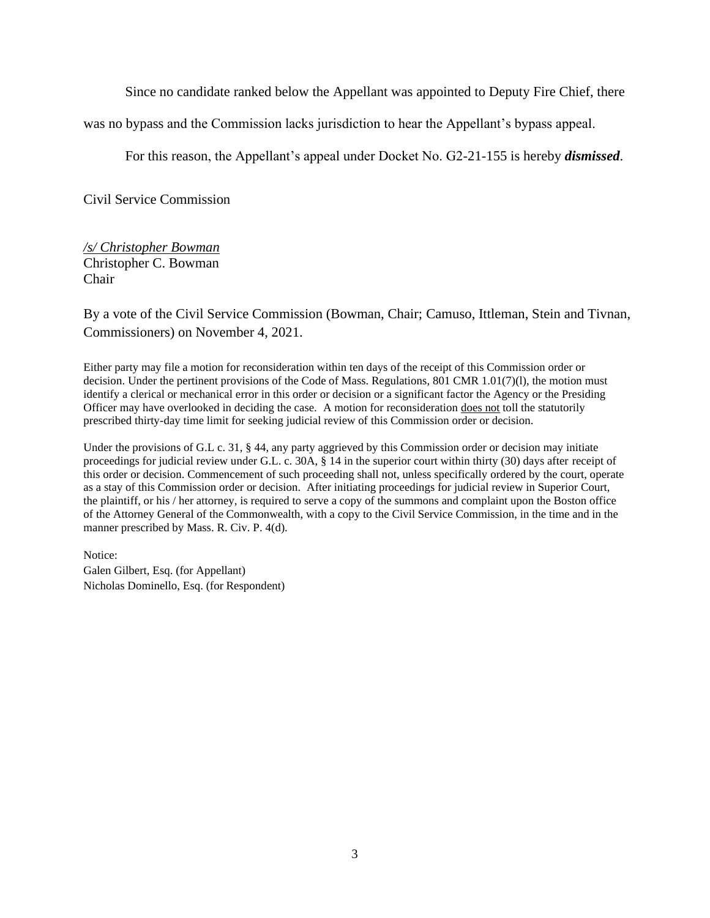Since no candidate ranked below the Appellant was appointed to Deputy Fire Chief, there was no bypass and the Commission lacks jurisdiction to hear the Appellant's bypass appeal.

For this reason, the Appellant's appeal under Docket No. G2-21-155 is hereby ***dismissed***.

Civil Service Commission

*/s/ Christopher Bowman*
Christopher C. Bowman
Chair

By a vote of the Civil Service Commission (Bowman, Chair; Camuso, Ittleman, Stein and Tivnan, Commissioners) on November 4, 2021.

Either party may file a motion for reconsideration within ten days of the receipt of this Commission order or decision. Under the pertinent provisions of the Code of Mass. Regulations, 801 CMR 1.01(7)(l), the motion must identify a clerical or mechanical error in this order or decision or a significant factor the Agency or the Presiding Officer may have overlooked in deciding the case. A motion for reconsideration does not toll the statutorily prescribed thirty-day time limit for seeking judicial review of this Commission order or decision.

Under the provisions of G.L c. 31, § 44, any party aggrieved by this Commission order or decision may initiate proceedings for judicial review under G.L. c. 30A, § 14 in the superior court within thirty (30) days after receipt of this order or decision. Commencement of such proceeding shall not, unless specifically ordered by the court, operate as a stay of this Commission order or decision. After initiating proceedings for judicial review in Superior Court, the plaintiff, or his / her attorney, is required to serve a copy of the summons and complaint upon the Boston office of the Attorney General of the Commonwealth, with a copy to the Civil Service Commission, in the time and in the manner prescribed by Mass. R. Civ. P. 4(d).

Notice:
Galen Gilbert, Esq. (for Appellant)
Nicholas Dominello, Esq. (for Respondent)